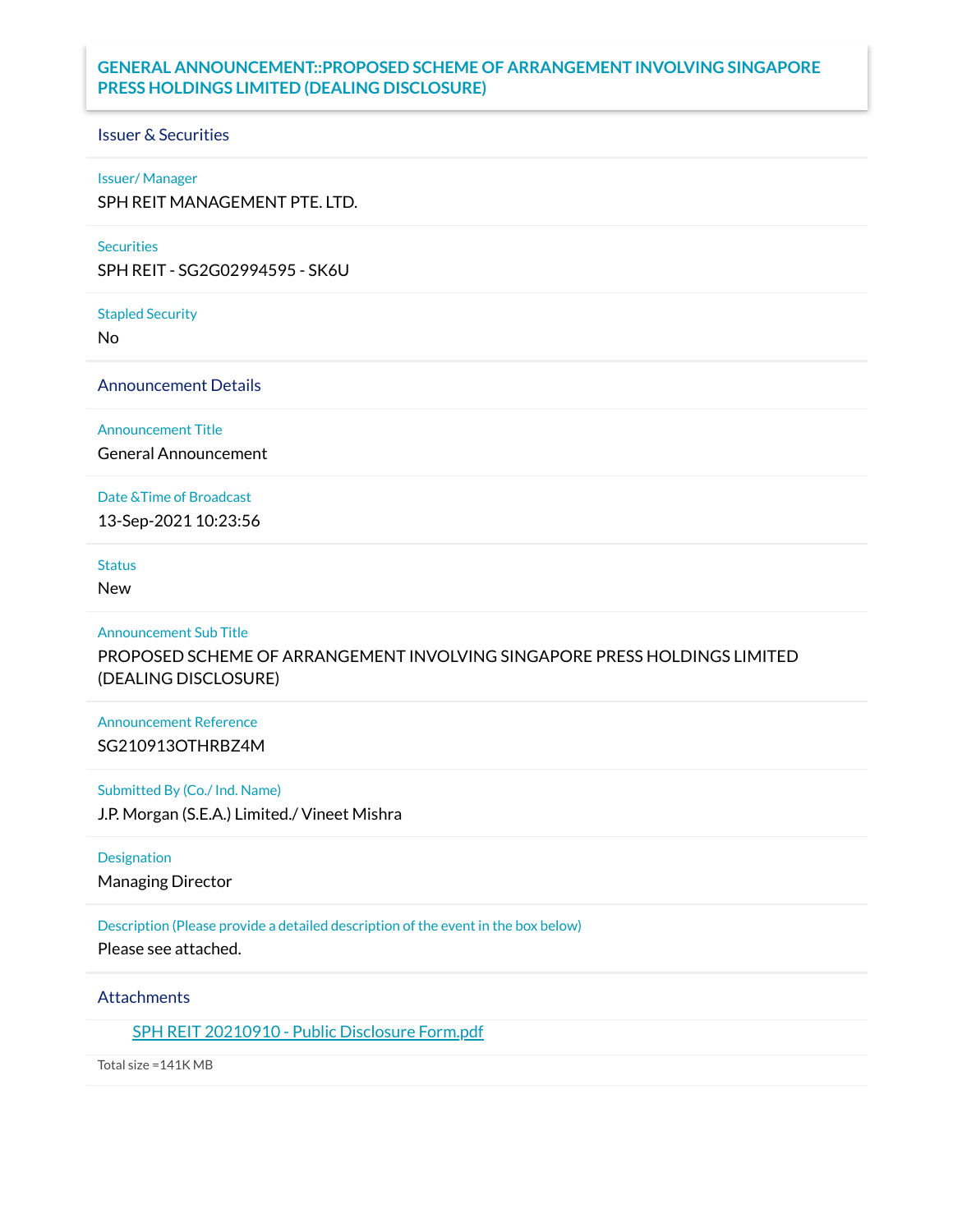# GENERAL ANNOUNCEMENT::PROPOSED SCHEME OF ARRANGEMENT INVOLVING SINGAPORE PRESS HOLDINGS LIMITED (DEALING DISCLOSURE)

## Issuer & Securities

**Issuer/ Manager**

SPH REIT MANAGEMENT PTE. LTD.

**Securities**

SPH REIT - SG2G02994595 - SK6U

**Stapled Security**

No

## Announcement Details

**Announcement Title**

General Announcement

**Date &Time of Broadcast**

13-Sep-2021 10:23:56

**Status**

New

**Announcement Sub Title**

PROPOSED SCHEME OF ARRANGEMENT INVOLVING SINGAPORE PRESS HOLDINGS LIMITED (DEALING DISCLOSURE)

**Announcement Reference**

SG210913OTHRBZ4M

**Submitted By (Co./ Ind. Name)**

J.P. Morgan (S.E.A.) Limited./ Vineet Mishra

**Designation**

Managing Director

**Description (Please provide a detailed description of the event in the box below)**

Please see attached.

## Attachments

SPH REIT 20210910 - Public Disclosure Form.pdf

Total size =141K MB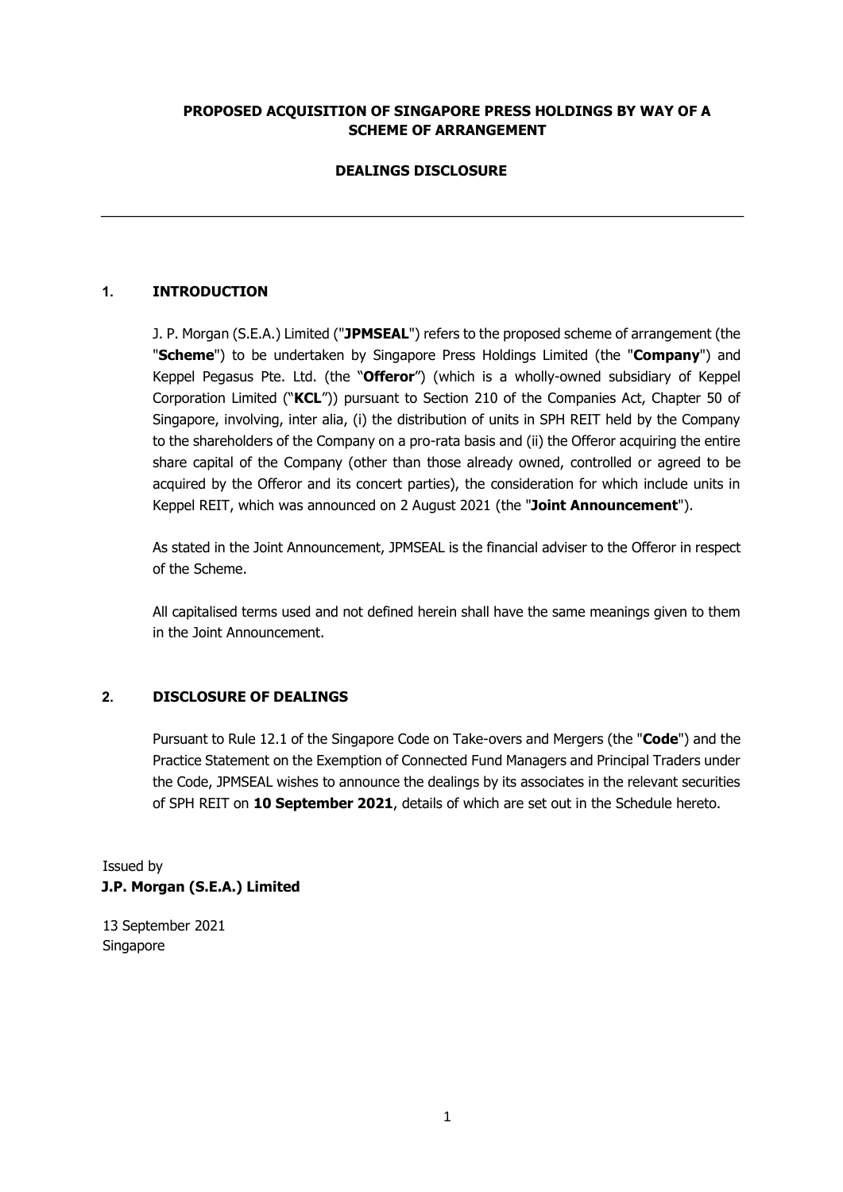**PROPOSED ACQUISITION OF SINGAPORE PRESS HOLDINGS BY WAY OF A SCHEME OF ARRANGEMENT**

**DEALINGS DISCLOSURE**

---

## 1. INTRODUCTION

J. P. Morgan (S.E.A.) Limited ("**JPMSEAL**") refers to the proposed scheme of arrangement (the "**Scheme**") to be undertaken by Singapore Press Holdings Limited (the "**Company**") and Keppel Pegasus Pte. Ltd. (the "**Offeror**") (which is a wholly-owned subsidiary of Keppel Corporation Limited ("**KCL**")) pursuant to Section 210 of the Companies Act, Chapter 50 of Singapore, involving, inter alia, (i) the distribution of units in SPH REIT held by the Company to the shareholders of the Company on a pro-rata basis and (ii) the Offeror acquiring the entire share capital of the Company (other than those already owned, controlled or agreed to be acquired by the Offeror and its concert parties), the consideration for which include units in Keppel REIT, which was announced on 2 August 2021 (the "**Joint Announcement**").

As stated in the Joint Announcement, JPMSEAL is the financial adviser to the Offeror in respect of the Scheme.

All capitalised terms used and not defined herein shall have the same meanings given to them in the Joint Announcement.

## 2. DISCLOSURE OF DEALINGS

Pursuant to Rule 12.1 of the Singapore Code on Take-overs and Mergers (the "**Code**") and the Practice Statement on the Exemption of Connected Fund Managers and Principal Traders under the Code, JPMSEAL wishes to announce the dealings by its associates in the relevant securities of SPH REIT on **10 September 2021**, details of which are set out in the Schedule hereto.

Issued by
**J.P. Morgan (S.E.A.) Limited**

13 September 2021
Singapore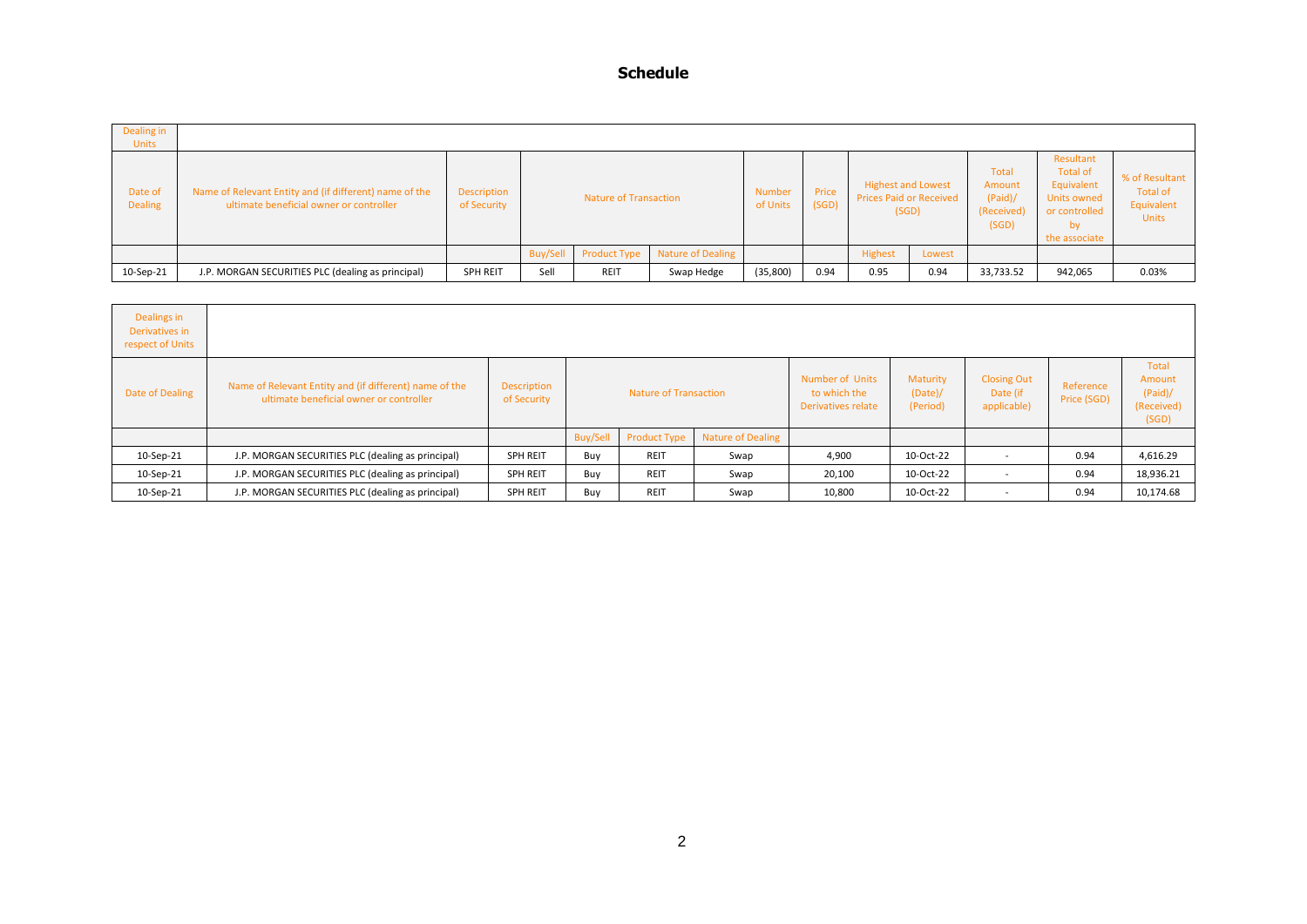# Schedule

| Dealing in Units | | | | | | | | | | | | |
|---|---|---|---|---|---|---|---|---|---|---|---|---|
| Date of Dealing | Name of Relevant Entity and (if different) name of the ultimate beneficial owner or controller | Description of Security | Nature of Transaction | | | Number of Units | Price (SGD) | Highest and Lowest Prices Paid or Received (SGD) | | Total Amount (Paid)/ (Received) (SGD) | Resultant Total of Equivalent Units owned or controlled by the associate | % of Resultant Total of Equivalent Units |
| | | | Buy/Sell | Product Type | Nature of Dealing | | | Highest | Lowest | | | |
| 10-Sep-21 | J.P. MORGAN SECURITIES PLC (dealing as principal) | SPH REIT | Sell | REIT | Swap Hedge | (35,800) | 0.94 | 0.95 | 0.94 | 33,733.52 | 942,065 | 0.03% |

| Dealings in Derivatives in respect of Units | | | | | | | | | | |
|---|---|---|---|---|---|---|---|---|---|---|
| Date of Dealing | Name of Relevant Entity and (if different) name of the ultimate beneficial owner or controller | Description of Security | Nature of Transaction | | | Number of Units to which the Derivatives relate | Maturity (Date)/ (Period) | Closing Out Date (if applicable) | Reference Price (SGD) | Total Amount (Paid)/ (Received) (SGD) |
| | | | Buy/Sell | Product Type | Nature of Dealing | | | | | |
| 10-Sep-21 | J.P. MORGAN SECURITIES PLC (dealing as principal) | SPH REIT | Buy | REIT | Swap | 4,900 | 10-Oct-22 | - | 0.94 | 4,616.29 |
| 10-Sep-21 | J.P. MORGAN SECURITIES PLC (dealing as principal) | SPH REIT | Buy | REIT | Swap | 20,100 | 10-Oct-22 | - | 0.94 | 18,936.21 |
| 10-Sep-21 | J.P. MORGAN SECURITIES PLC (dealing as principal) | SPH REIT | Buy | REIT | Swap | 10,800 | 10-Oct-22 | - | 0.94 | 10,174.68 |